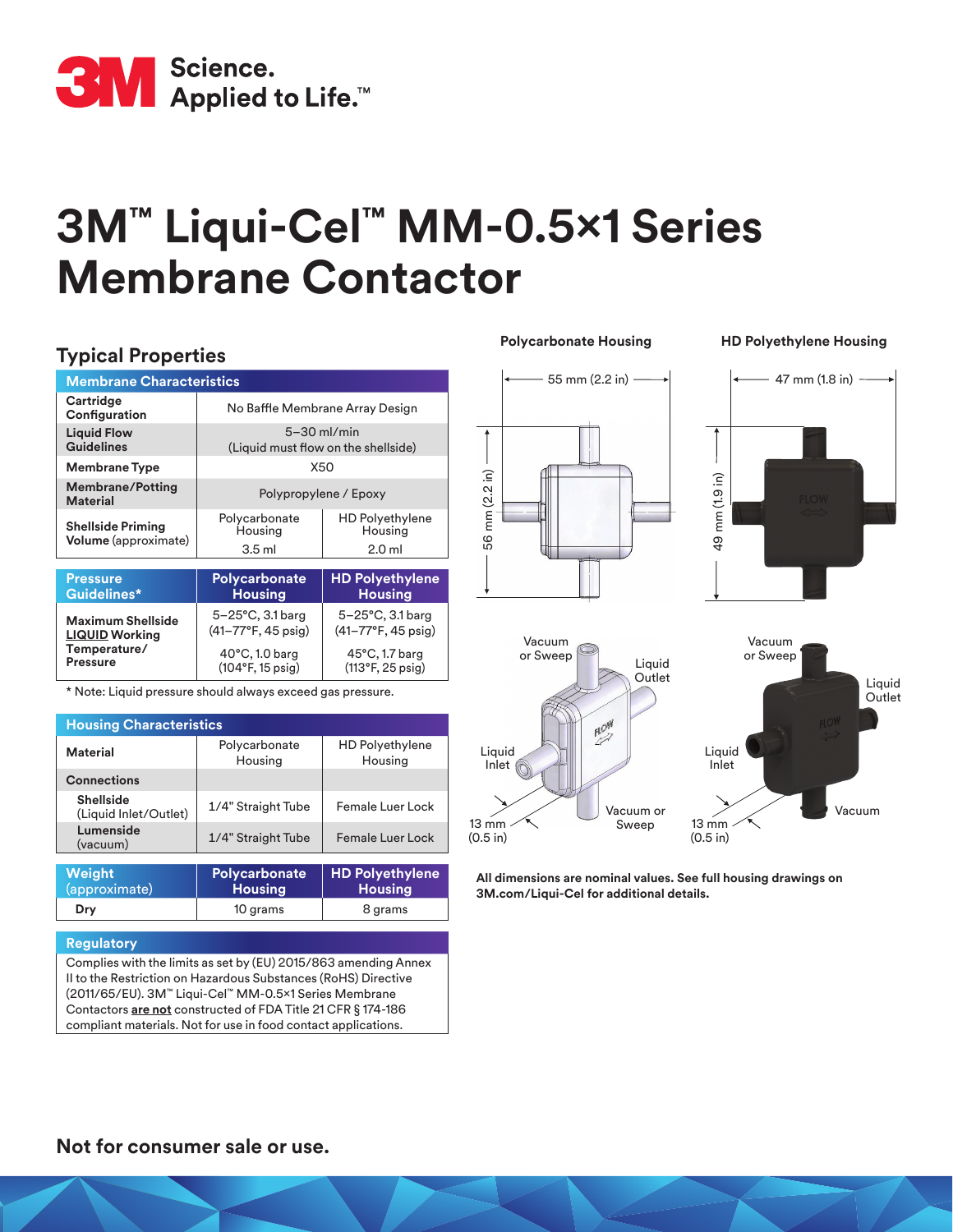# 3M™ Liqui-Cel™ MM-0.5×1 Series Membrane Contactor

## Typical Properties

| Membrane Characteristics | | |
|---|---|---|
| Cartridge Configuration | No Baffle Membrane Array Design | |
| Liquid Flow Guidelines | 5–30 ml/min (Liquid must flow on the shellside) | |
| Membrane Type | X50 | |
| Membrane/Potting Material | Polypropylene / Epoxy | |
| Shellside Priming Volume (approximate) | Polycarbonate Housing 3.5 ml | HD Polyethylene Housing 2.0 ml |

| Pressure Guidelines* | Polycarbonate Housing | HD Polyethylene Housing |
|---|---|---|
| Maximum Shellside **LIQUID** Working Temperature/ Pressure | 5–25°C, 3.1 barg (41–77°F, 45 psig) | 5–25°C, 3.1 barg (41–77°F, 45 psig) |
| | 40°C, 1.0 barg (104°F, 15 psig) | 45°C, 1.7 barg (113°F, 25 psig) |

* Note: Liquid pressure should always exceed gas pressure.

| Housing Characteristics | | |
|---|---|---|
| Material | Polycarbonate Housing | HD Polyethylene Housing |
| Connections | | |
| Shellside (Liquid Inlet/Outlet) | 1/4" Straight Tube | Female Luer Lock |
| Lumenside (vacuum) | 1/4" Straight Tube | Female Luer Lock |

| Weight (approximate) | Polycarbonate Housing | HD Polyethylene Housing |
|---|---|---|
| Dry | 10 grams | 8 grams |

**Regulatory**

Complies with the limits as set by (EU) 2015/863 amending Annex II to the Restriction on Hazardous Substances (RoHS) Directive (2011/65/EU). 3M™ Liqui-Cel™ MM-0.5×1 Series Membrane Contactors **are not** constructed of FDA Title 21 CFR § 174-186 compliant materials. Not for use in food contact applications.

**Polycarbonate Housing**

55 mm (2.2 in)

56 mm (2.2 in)

Vacuum or Sweep

Liquid Outlet

Liquid Inlet

Vacuum or Sweep

13 mm (0.5 in)

**HD Polyethylene Housing**

47 mm (1.8 in)

49 mm (1.9 in)

Vacuum or Sweep

Liquid Outlet

Liquid Inlet

Vacuum

13 mm (0.5 in)

**All dimensions are nominal values. See full housing drawings on 3M.com/Liqui-Cel for additional details.**

**Not for consumer sale or use.**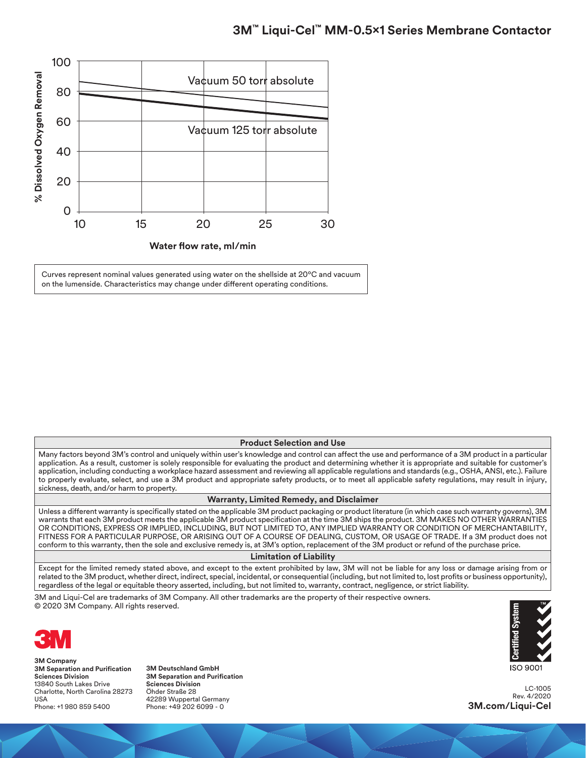## 3M™ Liqui-Cel™ MM-0.5×1 Series Membrane Contactor

% Dissolved Oxygen Removal

100
80
60
40
20
0

Vacuum 50 torr absolute

Vacuum 125 torr absolute

10 15 20 25 30

Water flow rate, ml/min

Curves represent nominal values generated using water on the shellside at 20°C and vacuum on the lumenside. Characteristics may change under different operating conditions.

### Product Selection and Use

Many factors beyond 3M's control and uniquely within user's knowledge and control can affect the use and performance of a 3M product in a particular application. As a result, customer is solely responsible for evaluating the product and determining whether it is appropriate and suitable for customer's application, including conducting a workplace hazard assessment and reviewing all applicable regulations and standards (e.g., OSHA, ANSI, etc.). Failure to properly evaluate, select, and use a 3M product and appropriate safety products, or to meet all applicable safety regulations, may result in injury, sickness, death, and/or harm to property.

### Warranty, Limited Remedy, and Disclaimer

Unless a different warranty is specifically stated on the applicable 3M product packaging or product literature (in which case such warranty governs), 3M warrants that each 3M product meets the applicable 3M product specification at the time 3M ships the product. 3M MAKES NO OTHER WARRANTIES OR CONDITIONS, EXPRESS OR IMPLIED, INCLUDING, BUT NOT LIMITED TO, ANY IMPLIED WARRANTY OR CONDITION OF MERCHANTABILITY, FITNESS FOR A PARTICULAR PURPOSE, OR ARISING OUT OF A COURSE OF DEALING, CUSTOM, OR USAGE OF TRADE. If a 3M product does not conform to this warranty, then the sole and exclusive remedy is, at 3M's option, replacement of the 3M product or refund of the purchase price.

### Limitation of Liability

Except for the limited remedy stated above, and except to the extent prohibited by law, 3M will not be liable for any loss or damage arising from or related to the 3M product, whether direct, indirect, special, incidental, or consequential (including, but not limited to, lost profits or business opportunity), regardless of the legal or equitable theory asserted, including, but not limited to, warranty, contract, negligence, or strict liability.

3M and Liqui-Cel are trademarks of 3M Company. All other trademarks are the property of their respective owners.
© 2020 3M Company. All rights reserved.

**3M Company**
**3M Separation and Purification Sciences Division**
13840 South Lakes Drive
Charlotte, North Carolina 28273
USA
Phone: +1 980 859 5400

**3M Deutschland GmbH**
**3M Separation and Purification Sciences Division**
Öhder Straße 28
42289 Wuppertal Germany
Phone: +49 202 6099 - 0

Certified System™
ISO 9001

LC-1005
Rev. 4/2020
**3M.com/Liqui-Cel**